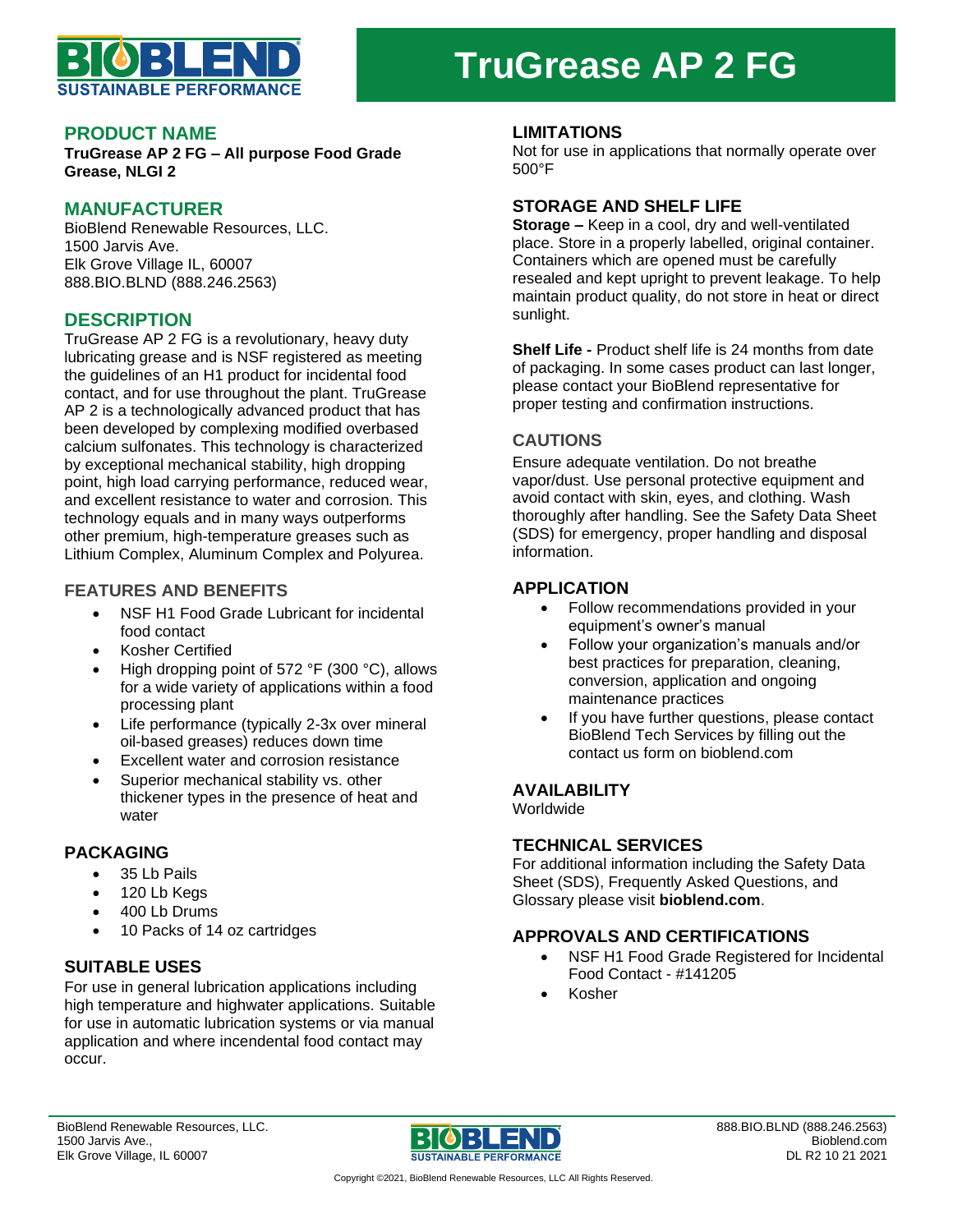# TruGrease AP 2 FG

## PRODUCT NAME

**TruGrease AP 2 FG – All purpose Food Grade Grease, NLGI 2**

## MANUFACTURER

BioBlend Renewable Resources, LLC.
1500 Jarvis Ave.
Elk Grove Village IL, 60007
888.BIO.BLND (888.246.2563)

## DESCRIPTION

TruGrease AP 2 FG is a revolutionary, heavy duty lubricating grease and is NSF registered as meeting the guidelines of an H1 product for incidental food contact, and for use throughout the plant. TruGrease AP 2 is a technologically advanced product that has been developed by complexing modified overbased calcium sulfonates. This technology is characterized by exceptional mechanical stability, high dropping point, high load carrying performance, reduced wear, and excellent resistance to water and corrosion. This technology equals and in many ways outperforms other premium, high-temperature greases such as Lithium Complex, Aluminum Complex and Polyurea.

### FEATURES AND BENEFITS

- NSF H1 Food Grade Lubricant for incidental food contact
- Kosher Certified
- High dropping point of 572 °F (300 °C), allows for a wide variety of applications within a food processing plant
- Life performance (typically 2-3x over mineral oil-based greases) reduces down time
- Excellent water and corrosion resistance
- Superior mechanical stability vs. other thickener types in the presence of heat and water

## PACKAGING

- 35 Lb Pails
- 120 Lb Kegs
- 400 Lb Drums
- 10 Packs of 14 oz cartridges

## SUITABLE USES

For use in general lubrication applications including high temperature and highwater applications. Suitable for use in automatic lubrication systems or via manual application and where incendental food contact may occur.

## LIMITATIONS

Not for use in applications that normally operate over 500°F

## STORAGE AND SHELF LIFE

**Storage –** Keep in a cool, dry and well-ventilated place. Store in a properly labelled, original container. Containers which are opened must be carefully resealed and kept upright to prevent leakage. To help maintain product quality, do not store in heat or direct sunlight.

**Shelf Life -** Product shelf life is 24 months from date of packaging. In some cases product can last longer, please contact your BioBlend representative for proper testing and confirmation instructions.

### CAUTIONS

Ensure adequate ventilation. Do not breathe vapor/dust. Use personal protective equipment and avoid contact with skin, eyes, and clothing. Wash thoroughly after handling. See the Safety Data Sheet (SDS) for emergency, proper handling and disposal information.

## APPLICATION

- Follow recommendations provided in your equipment's owner's manual
- Follow your organization's manuals and/or best practices for preparation, cleaning, conversion, application and ongoing maintenance practices
- If you have further questions, please contact BioBlend Tech Services by filling out the contact us form on bioblend.com

## AVAILABILITY

Worldwide

## TECHNICAL SERVICES

For additional information including the Safety Data Sheet (SDS), Frequently Asked Questions, and Glossary please visit **bioblend.com**.

## APPROVALS AND CERTIFICATIONS

- NSF H1 Food Grade Registered for Incidental Food Contact - #141205
- Kosher

BioBlend Renewable Resources, LLC.
1500 Jarvis Ave.,
Elk Grove Village, IL 60007

888.BIO.BLND (888.246.2563)
Bioblend.com
DL R2 10 21 2021

Copyright ©2021, BioBlend Renewable Resources, LLC All Rights Reserved.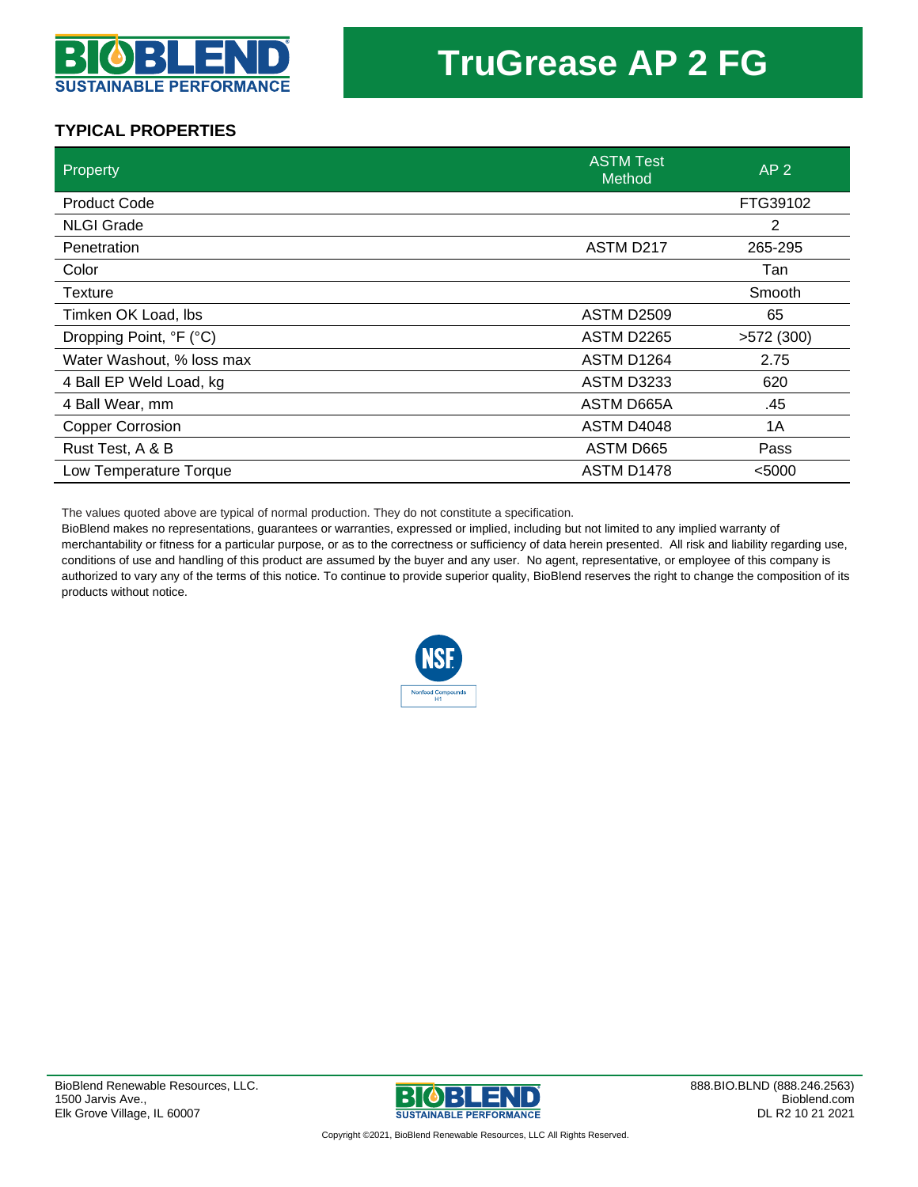# TruGrease AP 2 FG

## TYPICAL PROPERTIES

| Property | ASTM Test Method | AP 2 |
|---|---|---|
| Product Code | | FTG39102 |
| NLGI Grade | | 2 |
| Penetration | ASTM D217 | 265-295 |
| Color | | Tan |
| Texture | | Smooth |
| Timken OK Load, lbs | ASTM D2509 | 65 |
| Dropping Point, °F (°C) | ASTM D2265 | >572 (300) |
| Water Washout, % loss max | ASTM D1264 | 2.75 |
| 4 Ball EP Weld Load, kg | ASTM D3233 | 620 |
| 4 Ball Wear, mm | ASTM D665A | .45 |
| Copper Corrosion | ASTM D4048 | 1A |
| Rust Test, A & B | ASTM D665 | Pass |
| Low Temperature Torque | ASTM D1478 | <5000 |

The values quoted above are typical of normal production. They do not constitute a specification.

BioBlend makes no representations, guarantees or warranties, expressed or implied, including but not limited to any implied warranty of merchantability or fitness for a particular purpose, or as to the correctness or sufficiency of data herein presented. All risk and liability regarding use, conditions of use and handling of this product are assumed by the buyer and any user. No agent, representative, or employee of this company is authorized to vary any of the terms of this notice. To continue to provide superior quality, BioBlend reserves the right to change the composition of its products without notice.

NSF Nonfood Compounds H1

BioBlend Renewable Resources, LLC.
1500 Jarvis Ave.,
Elk Grove Village, IL 60007

888.BIO.BLND (888.246.2563)
Bioblend.com
DL R2 10 21 2021

Copyright ©2021, BioBlend Renewable Resources, LLC All Rights Reserved.